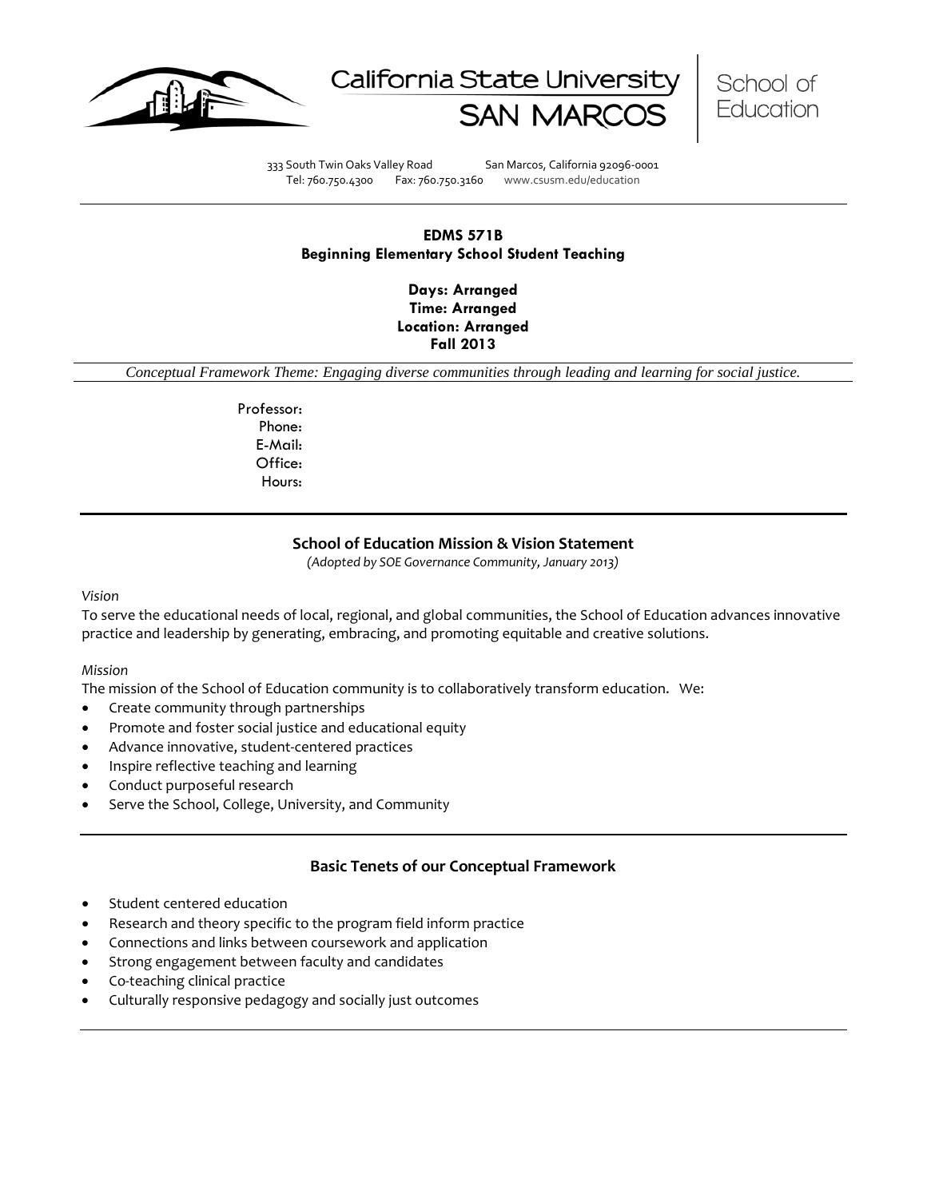California State University SAN MARCOS | School of Education

333 South Twin Oaks Valley Road San Marcos, California 92096-0001
Tel: 760.750.4300 Fax: 760.750.3160 www.csusm.edu/education

---

# EDMS 571B
## Beginning Elementary School Student Teaching

**Days: Arranged**
**Time: Arranged**
**Location: Arranged**
**Fall 2013**

---

*Conceptual Framework Theme: Engaging diverse communities through leading and learning for social justice.*

---

Professor:
Phone:
E-Mail:
Office:
Hours:

---

## School of Education Mission & Vision Statement

*(Adopted by SOE Governance Community, January 2013)*

*Vision*

To serve the educational needs of local, regional, and global communities, the School of Education advances innovative practice and leadership by generating, embracing, and promoting equitable and creative solutions.

*Mission*

The mission of the School of Education community is to collaboratively transform education. We:

- Create community through partnerships
- Promote and foster social justice and educational equity
- Advance innovative, student-centered practices
- Inspire reflective teaching and learning
- Conduct purposeful research
- Serve the School, College, University, and Community

---

## Basic Tenets of our Conceptual Framework

- Student centered education
- Research and theory specific to the program field inform practice
- Connections and links between coursework and application
- Strong engagement between faculty and candidates
- Co-teaching clinical practice
- Culturally responsive pedagogy and socially just outcomes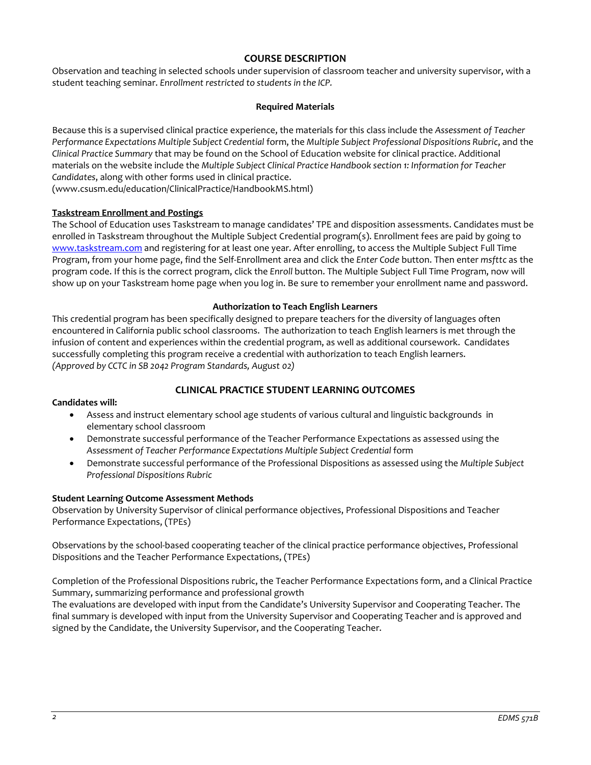## COURSE DESCRIPTION

Observation and teaching in selected schools under supervision of classroom teacher and university supervisor, with a student teaching seminar. *Enrollment restricted to students in the ICP.*

### Required Materials

Because this is a supervised clinical practice experience, the materials for this class include the *Assessment of Teacher Performance Expectations Multiple Subject Credential* form, the *Multiple Subject Professional Dispositions Rubric*, and the *Clinical Practice Summary* that may be found on the School of Education website for clinical practice. Additional materials on the website include the *Multiple Subject Clinical Practice Handbook section 1: Information for Teacher Candidates*, along with other forms used in clinical practice. (www.csusm.edu/education/ClinicalPractice/HandbookMS.html)

**Taskstream Enrollment and Postings**

The School of Education uses Taskstream to manage candidates' TPE and disposition assessments. Candidates must be enrolled in Taskstream throughout the Multiple Subject Credential program(s). Enrollment fees are paid by going to www.taskstream.com and registering for at least one year. After enrolling, to access the Multiple Subject Full Time Program, from your home page, find the Self-Enrollment area and click the *Enter Code* button. Then enter *msfttc* as the program code. If this is the correct program, click the *Enroll* button. The Multiple Subject Full Time Program, now will show up on your Taskstream home page when you log in. Be sure to remember your enrollment name and password.

### Authorization to Teach English Learners

This credential program has been specifically designed to prepare teachers for the diversity of languages often encountered in California public school classrooms. The authorization to teach English learners is met through the infusion of content and experiences within the credential program, as well as additional coursework. Candidates successfully completing this program receive a credential with authorization to teach English learners. *(Approved by CCTC in SB 2042 Program Standards, August 02)*

## CLINICAL PRACTICE STUDENT LEARNING OUTCOMES

**Candidates will:**

- Assess and instruct elementary school age students of various cultural and linguistic backgrounds in elementary school classroom
- Demonstrate successful performance of the Teacher Performance Expectations as assessed using the *Assessment of Teacher Performance Expectations Multiple Subject Credential* form
- Demonstrate successful performance of the Professional Dispositions as assessed using the *Multiple Subject Professional Dispositions Rubric*

**Student Learning Outcome Assessment Methods**

Observation by University Supervisor of clinical performance objectives, Professional Dispositions and Teacher Performance Expectations, (TPEs)

Observations by the school-based cooperating teacher of the clinical practice performance objectives, Professional Dispositions and the Teacher Performance Expectations, (TPEs)

Completion of the Professional Dispositions rubric, the Teacher Performance Expectations form, and a Clinical Practice Summary, summarizing performance and professional growth
The evaluations are developed with input from the Candidate's University Supervisor and Cooperating Teacher. The final summary is developed with input from the University Supervisor and Cooperating Teacher and is approved and signed by the Candidate, the University Supervisor, and the Cooperating Teacher.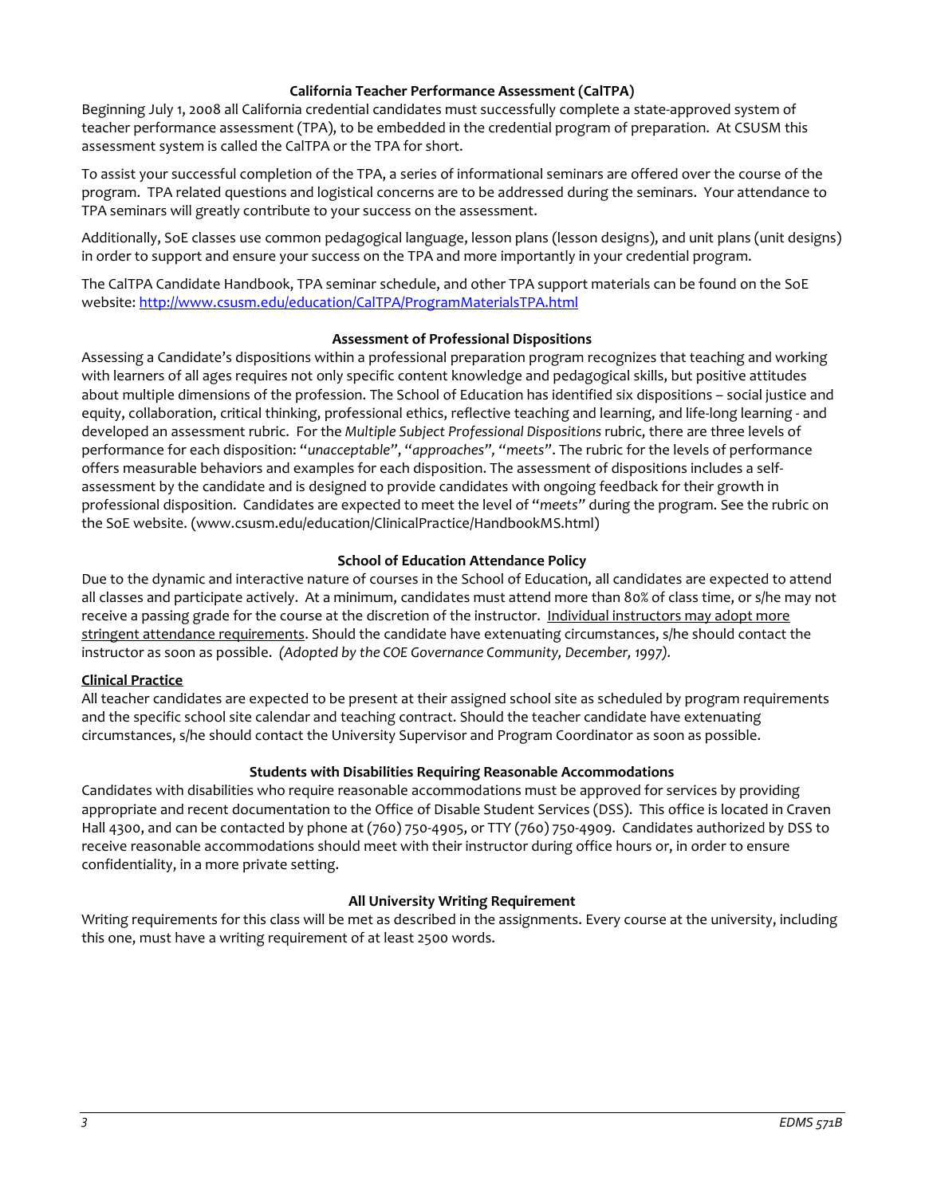### California Teacher Performance Assessment (CalTPA)

Beginning July 1, 2008 all California credential candidates must successfully complete a state-approved system of teacher performance assessment (TPA), to be embedded in the credential program of preparation. At CSUSM this assessment system is called the CalTPA or the TPA for short.

To assist your successful completion of the TPA, a series of informational seminars are offered over the course of the program. TPA related questions and logistical concerns are to be addressed during the seminars. Your attendance to TPA seminars will greatly contribute to your success on the assessment.

Additionally, SoE classes use common pedagogical language, lesson plans (lesson designs), and unit plans (unit designs) in order to support and ensure your success on the TPA and more importantly in your credential program.

The CalTPA Candidate Handbook, TPA seminar schedule, and other TPA support materials can be found on the SoE website: http://www.csusm.edu/education/CalTPA/ProgramMaterialsTPA.html

### Assessment of Professional Dispositions

Assessing a Candidate's dispositions within a professional preparation program recognizes that teaching and working with learners of all ages requires not only specific content knowledge and pedagogical skills, but positive attitudes about multiple dimensions of the profession. The School of Education has identified six dispositions – social justice and equity, collaboration, critical thinking, professional ethics, reflective teaching and learning, and life-long learning - and developed an assessment rubric. For the *Multiple Subject Professional Dispositions* rubric, there are three levels of performance for each disposition: "*unacceptable*", "*approaches*", "*meets*". The rubric for the levels of performance offers measurable behaviors and examples for each disposition. The assessment of dispositions includes a self-assessment by the candidate and is designed to provide candidates with ongoing feedback for their growth in professional disposition. Candidates are expected to meet the level of "*meets*" during the program. See the rubric on the SoE website. (www.csusm.edu/education/ClinicalPractice/HandbookMS.html)

### School of Education Attendance Policy

Due to the dynamic and interactive nature of courses in the School of Education, all candidates are expected to attend all classes and participate actively. At a minimum, candidates must attend more than 80% of class time, or s/he may not receive a passing grade for the course at the discretion of the instructor. <u>Individual instructors may adopt more stringent attendance requirements</u>. Should the candidate have extenuating circumstances, s/he should contact the instructor as soon as possible. *(Adopted by the COE Governance Community, December, 1997).*

**<u>Clinical Practice</u>**

All teacher candidates are expected to be present at their assigned school site as scheduled by program requirements and the specific school site calendar and teaching contract. Should the teacher candidate have extenuating circumstances, s/he should contact the University Supervisor and Program Coordinator as soon as possible.

### Students with Disabilities Requiring Reasonable Accommodations

Candidates with disabilities who require reasonable accommodations must be approved for services by providing appropriate and recent documentation to the Office of Disable Student Services (DSS). This office is located in Craven Hall 4300, and can be contacted by phone at (760) 750-4905, or TTY (760) 750-4909. Candidates authorized by DSS to receive reasonable accommodations should meet with their instructor during office hours or, in order to ensure confidentiality, in a more private setting.

### All University Writing Requirement

Writing requirements for this class will be met as described in the assignments. Every course at the university, including this one, must have a writing requirement of at least 2500 words.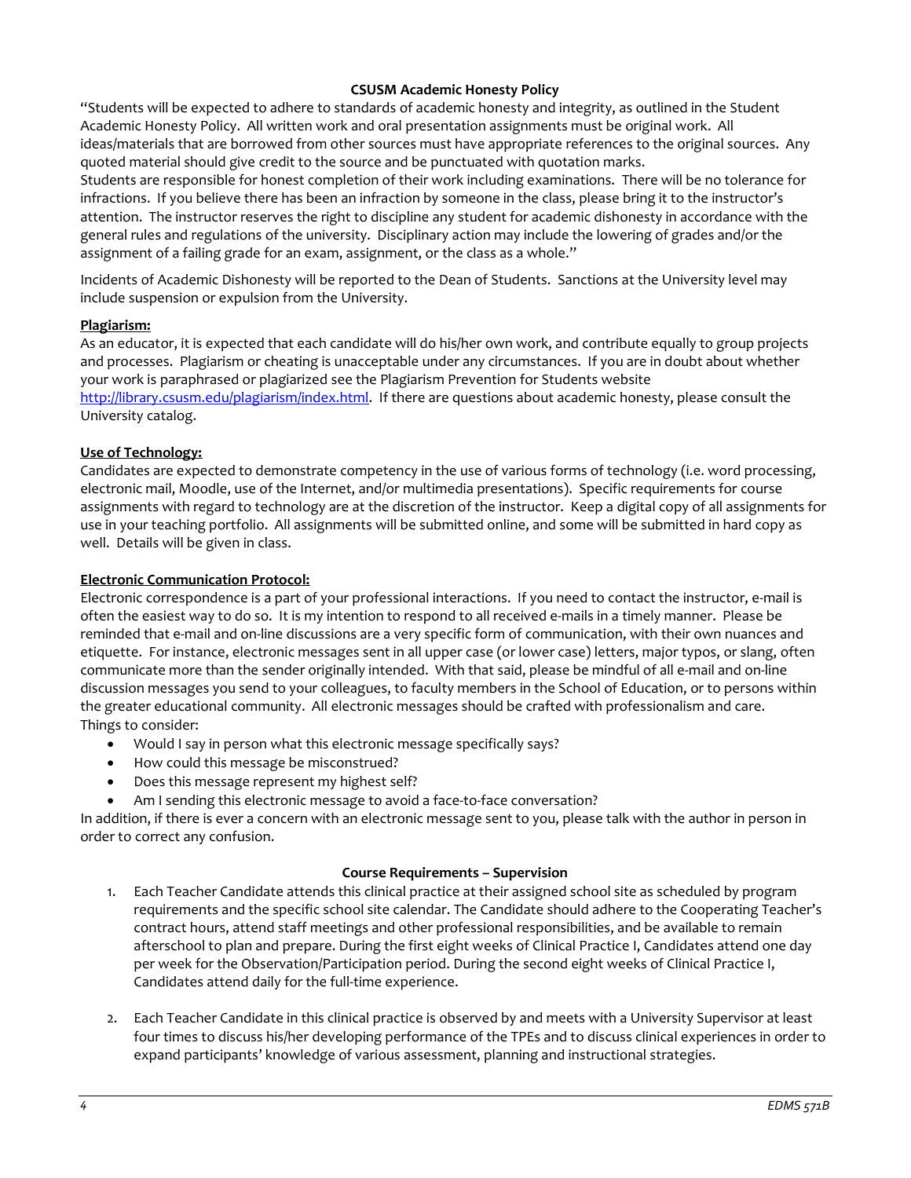### CSUSM Academic Honesty Policy

"Students will be expected to adhere to standards of academic honesty and integrity, as outlined in the Student Academic Honesty Policy. All written work and oral presentation assignments must be original work. All ideas/materials that are borrowed from other sources must have appropriate references to the original sources. Any quoted material should give credit to the source and be punctuated with quotation marks.
Students are responsible for honest completion of their work including examinations. There will be no tolerance for infractions. If you believe there has been an infraction by someone in the class, please bring it to the instructor's attention. The instructor reserves the right to discipline any student for academic dishonesty in accordance with the general rules and regulations of the university. Disciplinary action may include the lowering of grades and/or the assignment of a failing grade for an exam, assignment, or the class as a whole."

Incidents of Academic Dishonesty will be reported to the Dean of Students. Sanctions at the University level may include suspension or expulsion from the University.

**Plagiarism:**
As an educator, it is expected that each candidate will do his/her own work, and contribute equally to group projects and processes. Plagiarism or cheating is unacceptable under any circumstances. If you are in doubt about whether your work is paraphrased or plagiarized see the Plagiarism Prevention for Students website http://library.csusm.edu/plagiarism/index.html. If there are questions about academic honesty, please consult the University catalog.

**Use of Technology:**
Candidates are expected to demonstrate competency in the use of various forms of technology (i.e. word processing, electronic mail, Moodle, use of the Internet, and/or multimedia presentations). Specific requirements for course assignments with regard to technology are at the discretion of the instructor. Keep a digital copy of all assignments for use in your teaching portfolio. All assignments will be submitted online, and some will be submitted in hard copy as well. Details will be given in class.

**Electronic Communication Protocol:**
Electronic correspondence is a part of your professional interactions. If you need to contact the instructor, e-mail is often the easiest way to do so. It is my intention to respond to all received e-mails in a timely manner. Please be reminded that e-mail and on-line discussions are a very specific form of communication, with their own nuances and etiquette. For instance, electronic messages sent in all upper case (or lower case) letters, major typos, or slang, often communicate more than the sender originally intended. With that said, please be mindful of all e-mail and on-line discussion messages you send to your colleagues, to faculty members in the School of Education, or to persons within the greater educational community. All electronic messages should be crafted with professionalism and care.
Things to consider:

- Would I say in person what this electronic message specifically says?
- How could this message be misconstrued?
- Does this message represent my highest self?
- Am I sending this electronic message to avoid a face-to-face conversation?

In addition, if there is ever a concern with an electronic message sent to you, please talk with the author in person in order to correct any confusion.

### Course Requirements – Supervision

1. Each Teacher Candidate attends this clinical practice at their assigned school site as scheduled by program requirements and the specific school site calendar. The Candidate should adhere to the Cooperating Teacher's contract hours, attend staff meetings and other professional responsibilities, and be available to remain afterschool to plan and prepare. During the first eight weeks of Clinical Practice I, Candidates attend one day per week for the Observation/Participation period. During the second eight weeks of Clinical Practice I, Candidates attend daily for the full-time experience.

2. Each Teacher Candidate in this clinical practice is observed by and meets with a University Supervisor at least four times to discuss his/her developing performance of the TPEs and to discuss clinical experiences in order to expand participants' knowledge of various assessment, planning and instructional strategies.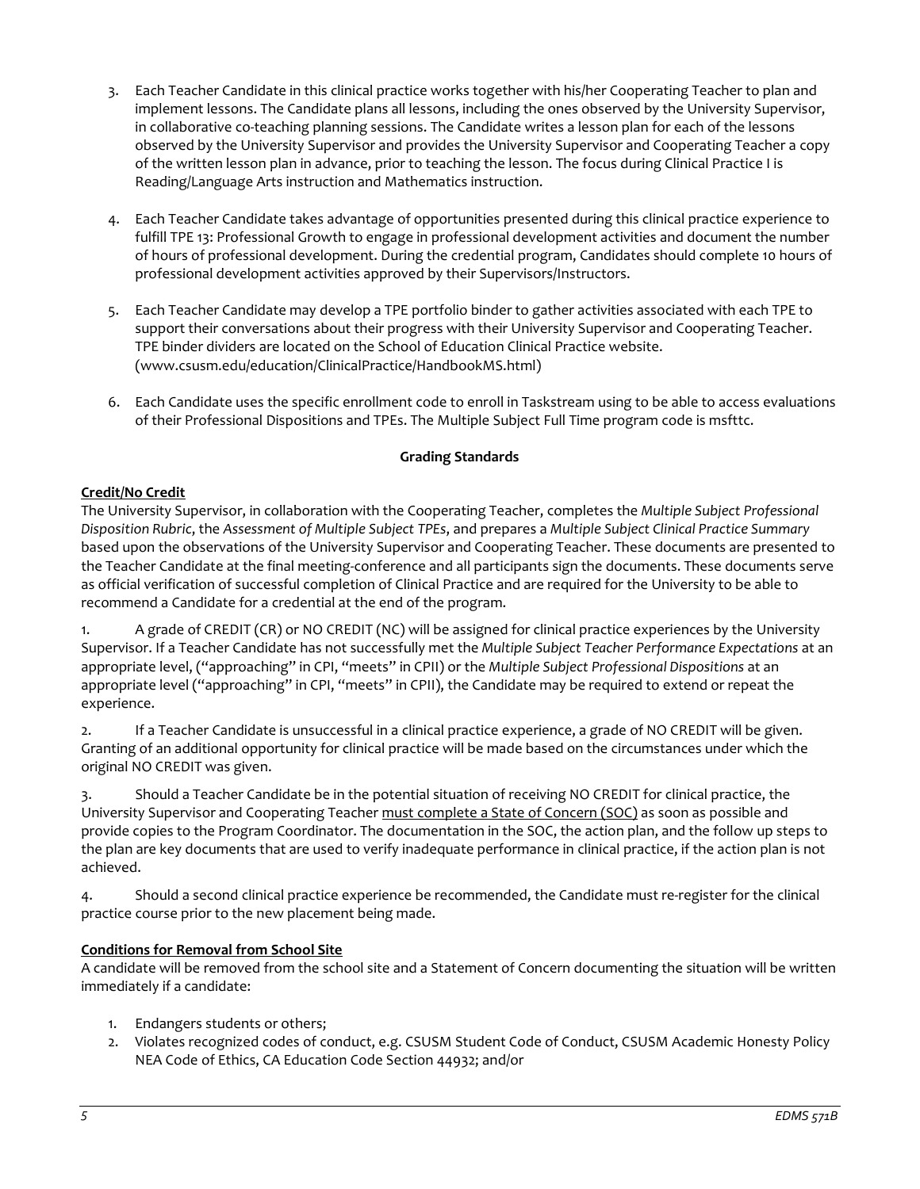3. Each Teacher Candidate in this clinical practice works together with his/her Cooperating Teacher to plan and implement lessons. The Candidate plans all lessons, including the ones observed by the University Supervisor, in collaborative co-teaching planning sessions. The Candidate writes a lesson plan for each of the lessons observed by the University Supervisor and provides the University Supervisor and Cooperating Teacher a copy of the written lesson plan in advance, prior to teaching the lesson. The focus during Clinical Practice I is Reading/Language Arts instruction and Mathematics instruction.

4. Each Teacher Candidate takes advantage of opportunities presented during this clinical practice experience to fulfill TPE 13: Professional Growth to engage in professional development activities and document the number of hours of professional development. During the credential program, Candidates should complete 10 hours of professional development activities approved by their Supervisors/Instructors.

5. Each Teacher Candidate may develop a TPE portfolio binder to gather activities associated with each TPE to support their conversations about their progress with their University Supervisor and Cooperating Teacher. TPE binder dividers are located on the School of Education Clinical Practice website. (www.csusm.edu/education/ClinicalPractice/HandbookMS.html)

6. Each Candidate uses the specific enrollment code to enroll in Taskstream using to be able to access evaluations of their Professional Dispositions and TPEs. The Multiple Subject Full Time program code is msfttc.

**Grading Standards**

**Credit/No Credit**

The University Supervisor, in collaboration with the Cooperating Teacher, completes the *Multiple Subject Professional Disposition Rubric*, the *Assessment of Multiple Subject TPEs*, and prepares a *Multiple Subject Clinical Practice Summary* based upon the observations of the University Supervisor and Cooperating Teacher. These documents are presented to the Teacher Candidate at the final meeting-conference and all participants sign the documents. These documents serve as official verification of successful completion of Clinical Practice and are required for the University to be able to recommend a Candidate for a credential at the end of the program.

1. A grade of CREDIT (CR) or NO CREDIT (NC) will be assigned for clinical practice experiences by the University Supervisor. If a Teacher Candidate has not successfully met the *Multiple Subject Teacher Performance Expectations* at an appropriate level, ("approaching" in CPI, "meets" in CPII) or the *Multiple Subject Professional Dispositions* at an appropriate level ("approaching" in CPI, "meets" in CPII), the Candidate may be required to extend or repeat the experience.

2. If a Teacher Candidate is unsuccessful in a clinical practice experience, a grade of NO CREDIT will be given. Granting of an additional opportunity for clinical practice will be made based on the circumstances under which the original NO CREDIT was given.

3. Should a Teacher Candidate be in the potential situation of receiving NO CREDIT for clinical practice, the University Supervisor and Cooperating Teacher must complete a State of Concern (SOC) as soon as possible and provide copies to the Program Coordinator. The documentation in the SOC, the action plan, and the follow up steps to the plan are key documents that are used to verify inadequate performance in clinical practice, if the action plan is not achieved.

4. Should a second clinical practice experience be recommended, the Candidate must re-register for the clinical practice course prior to the new placement being made.

**Conditions for Removal from School Site**

A candidate will be removed from the school site and a Statement of Concern documenting the situation will be written immediately if a candidate:

1. Endangers students or others;
2. Violates recognized codes of conduct, e.g. CSUSM Student Code of Conduct, CSUSM Academic Honesty Policy NEA Code of Ethics, CA Education Code Section 44932; and/or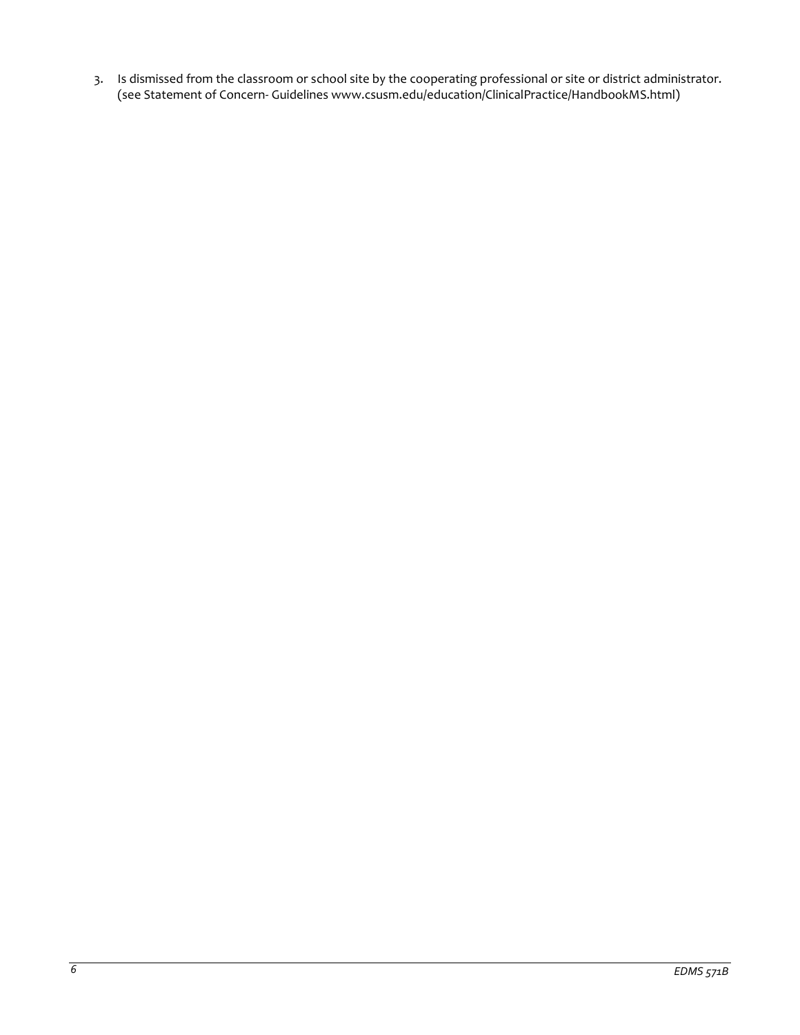3. Is dismissed from the classroom or school site by the cooperating professional or site or district administrator. (see Statement of Concern- Guidelines www.csusm.edu/education/ClinicalPractice/HandbookMS.html)